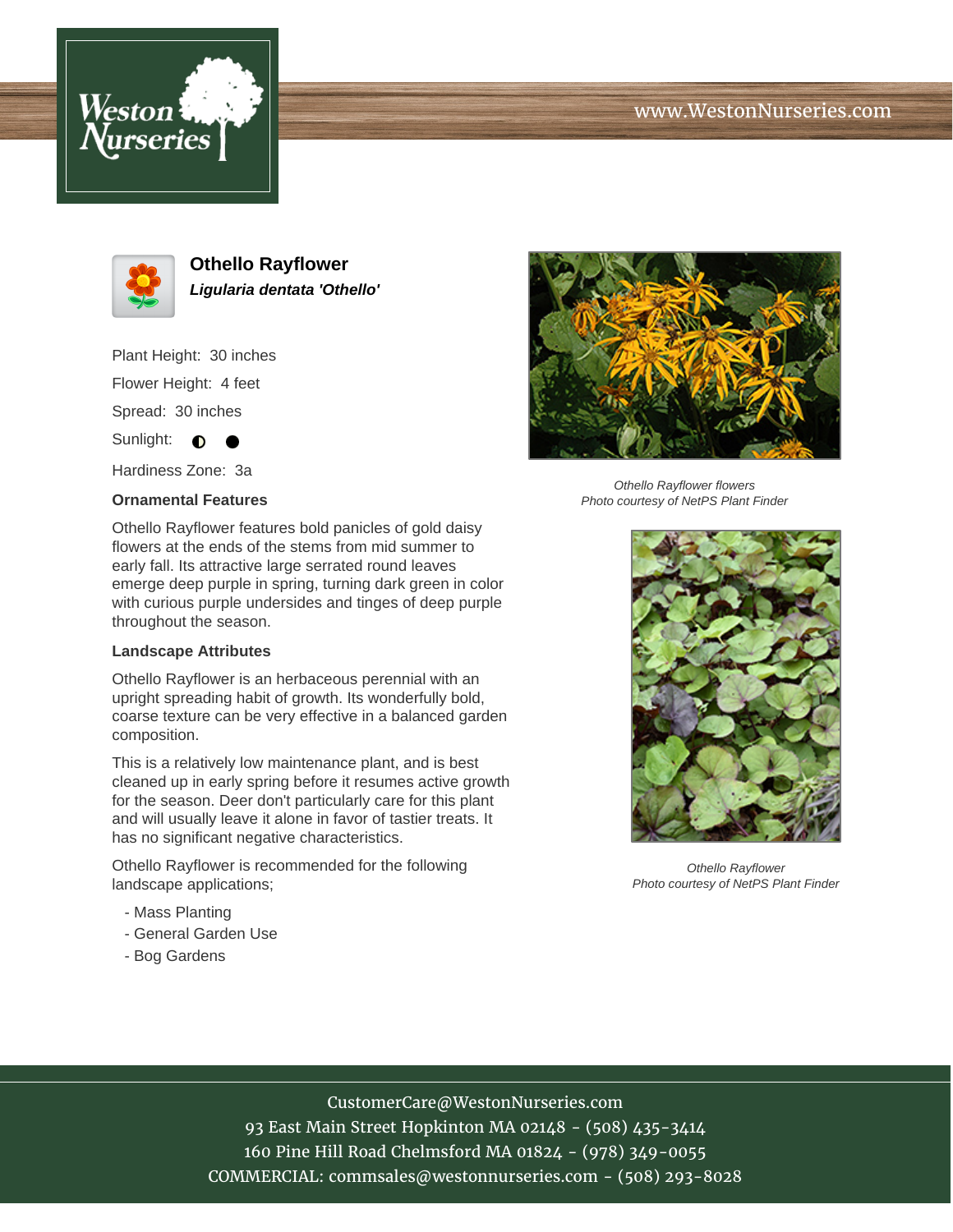# Othello Rayflower

***Ligularia dentata 'Othello'***

Plant Height: 30 inches

Flower Height: 4 feet

Spread: 30 inches

Sunlight: ◐ ●

Hardiness Zone: 3a

### Ornamental Features

Othello Rayflower features bold panicles of gold daisy flowers at the ends of the stems from mid summer to early fall. Its attractive large serrated round leaves emerge deep purple in spring, turning dark green in color with curious purple undersides and tinges of deep purple throughout the season.

### Landscape Attributes

Othello Rayflower is an herbaceous perennial with an upright spreading habit of growth. Its wonderfully bold, coarse texture can be very effective in a balanced garden composition.

This is a relatively low maintenance plant, and is best cleaned up in early spring before it resumes active growth for the season. Deer don't particularly care for this plant and will usually leave it alone in favor of tastier treats. It has no significant negative characteristics.

Othello Rayflower is recommended for the following landscape applications;

- Mass Planting
- General Garden Use
- Bog Gardens

*Othello Rayflower flowers*
*Photo courtesy of NetPS Plant Finder*

*Othello Rayflower*
*Photo courtesy of NetPS Plant Finder*

CustomerCare@WestonNurseries.com
93 East Main Street Hopkinton MA 02148 - (508) 435-3414
160 Pine Hill Road Chelmsford MA 01824 - (978) 349-0055
COMMERCIAL: commsales@westonnurseries.com - (508) 293-8028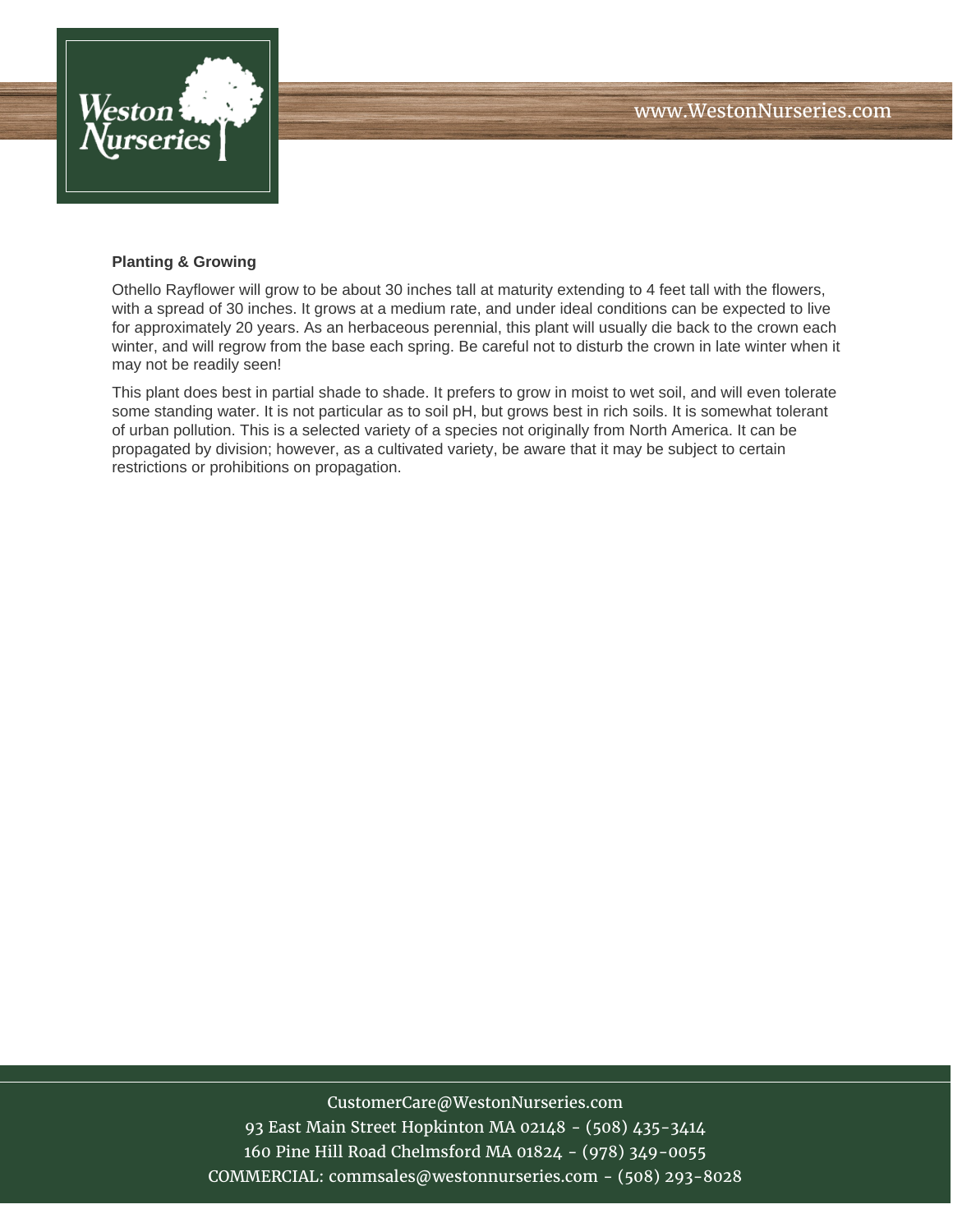### Planting & Growing

Othello Rayflower will grow to be about 30 inches tall at maturity extending to 4 feet tall with the flowers, with a spread of 30 inches. It grows at a medium rate, and under ideal conditions can be expected to live for approximately 20 years. As an herbaceous perennial, this plant will usually die back to the crown each winter, and will regrow from the base each spring. Be careful not to disturb the crown in late winter when it may not be readily seen!

This plant does best in partial shade to shade. It prefers to grow in moist to wet soil, and will even tolerate some standing water. It is not particular as to soil pH, but grows best in rich soils. It is somewhat tolerant of urban pollution. This is a selected variety of a species not originally from North America. It can be propagated by division; however, as a cultivated variety, be aware that it may be subject to certain restrictions or prohibitions on propagation.